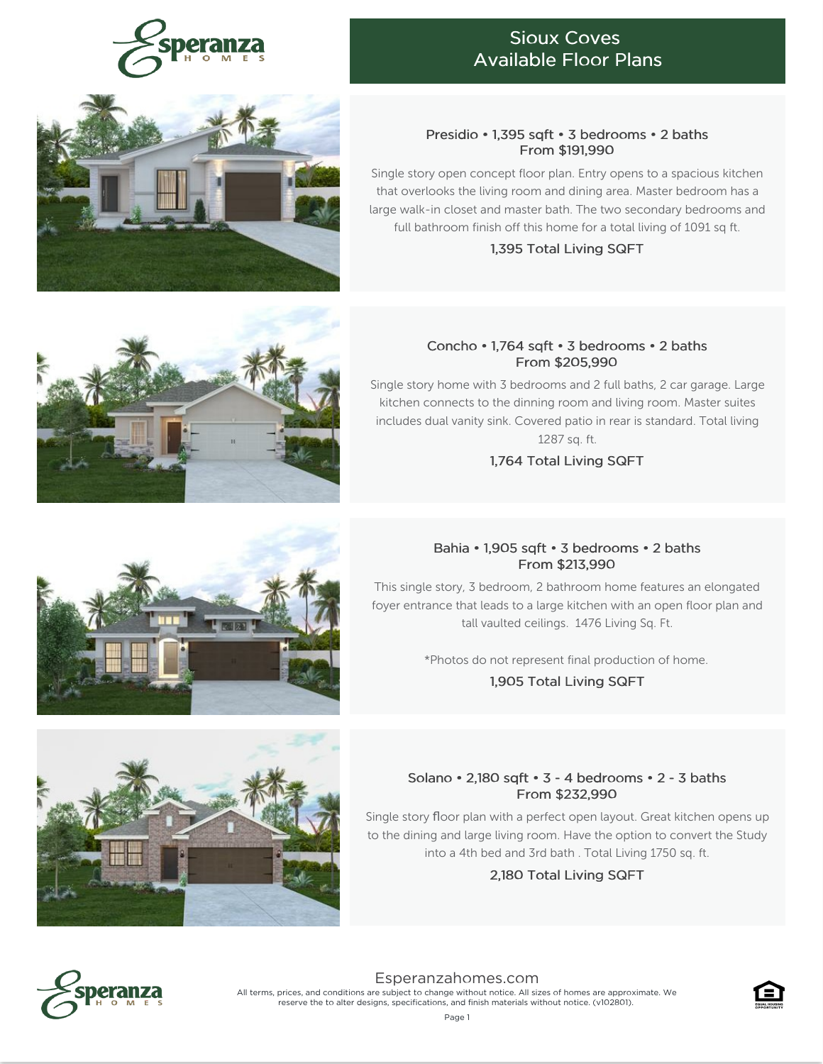# Sioux Coves
## Available Floor Plans

### Presidio • 1,395 sqft • 3 bedrooms • 2 baths
**From $191,990**

Single story open concept floor plan. Entry opens to a spacious kitchen that overlooks the living room and dining area. Master bedroom has a large walk-in closet and master bath. The two secondary bedrooms and full bathroom finish off this home for a total living of 1091 sq ft.

1,395 Total Living SQFT

### Concho • 1,764 sqft • 3 bedrooms • 2 baths
**From $205,990**

Single story home with 3 bedrooms and 2 full baths, 2 car garage. Large kitchen connects to the dinning room and living room. Master suites includes dual vanity sink. Covered patio in rear is standard. Total living 1287 sq. ft.

1,764 Total Living SQFT

### Bahia • 1,905 sqft • 3 bedrooms • 2 baths
**From $213,990**

This single story, 3 bedroom, 2 bathroom home features an elongated foyer entrance that leads to a large kitchen with an open floor plan and tall vaulted ceilings. 1476 Living Sq. Ft.

*Photos do not represent final production of home.

1,905 Total Living SQFT

### Solano • 2,180 sqft • 3 - 4 bedrooms • 2 - 3 baths
**From $232,990**

Single story floor plan with a perfect open layout. Great kitchen opens up to the dining and large living room. Have the option to convert the Study into a 4th bed and 3rd bath . Total Living 1750 sq. ft.

2,180 Total Living SQFT

Esperanzahomes.com

All terms, prices, and conditions are subject to change without notice. All sizes of homes are approximate. We reserve the to alter designs, specifications, and finish materials without notice. (v102801).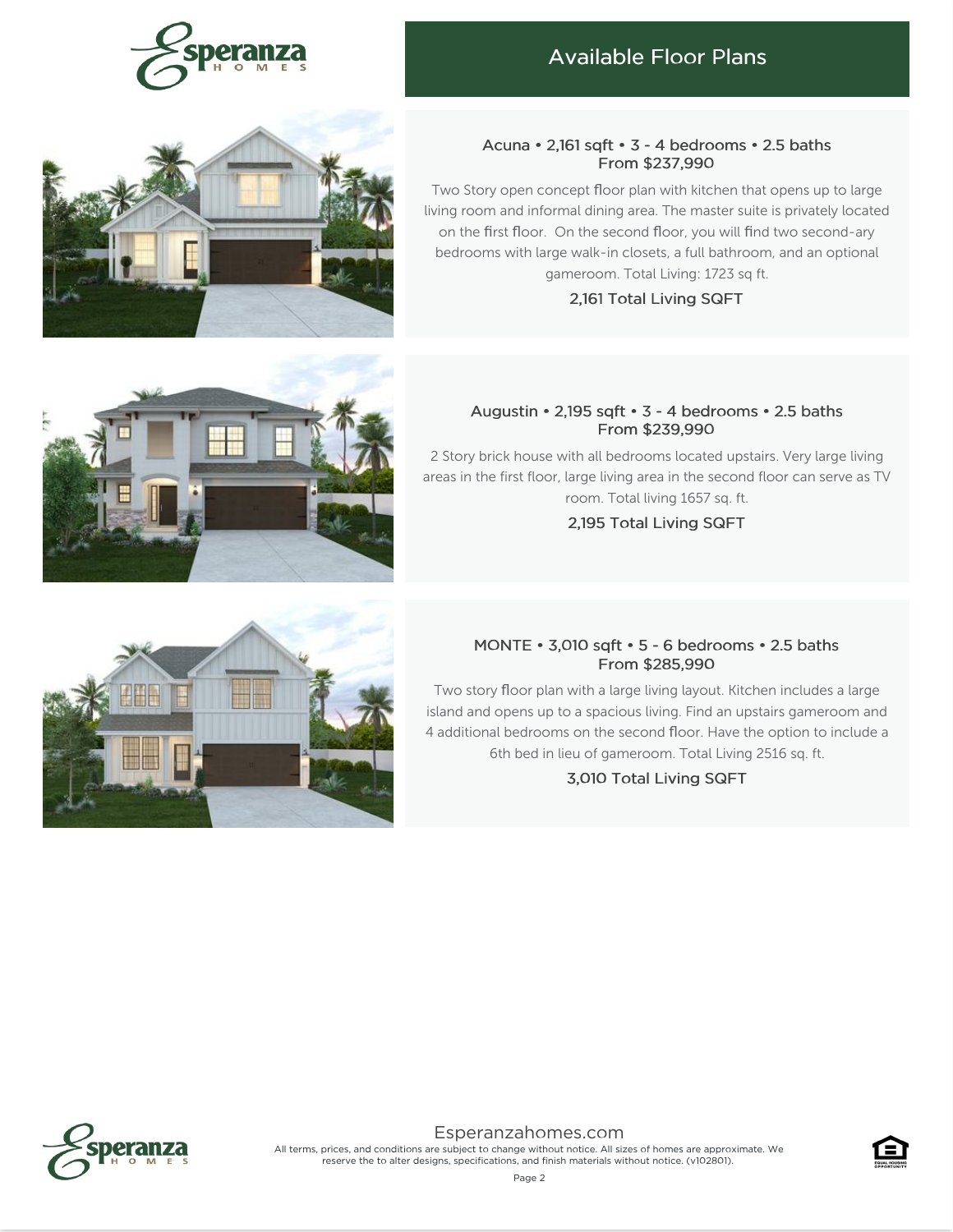## Available Floor Plans

### Acuna • 2,161 sqft • 3 - 4 bedrooms • 2.5 baths
From $237,990

Two Story open concept floor plan with kitchen that opens up to large living room and informal dining area. The master suite is privately located on the first floor. On the second floor, you will find two second-ary bedrooms with large walk-in closets, a full bathroom, and an optional gameroom. Total Living: 1723 sq ft.

**2,161 Total Living SQFT**

### Augustin • 2,195 sqft • 3 - 4 bedrooms • 2.5 baths
From $239,990

2 Story brick house with all bedrooms located upstairs. Very large living areas in the first floor, large living area in the second floor can serve as TV room. Total living 1657 sq. ft.

**2,195 Total Living SQFT**

### MONTE • 3,010 sqft • 5 - 6 bedrooms • 2.5 baths
From $285,990

Two story floor plan with a large living layout. Kitchen includes a large island and opens up to a spacious living. Find an upstairs gameroom and 4 additional bedrooms on the second floor. Have the option to include a 6th bed in lieu of gameroom. Total Living 2516 sq. ft.

**3,010 Total Living SQFT**

Esperanzahomes.com

All terms, prices, and conditions are subject to change without notice. All sizes of homes are approximate. We reserve the to alter designs, specifications, and finish materials without notice. (v102801).